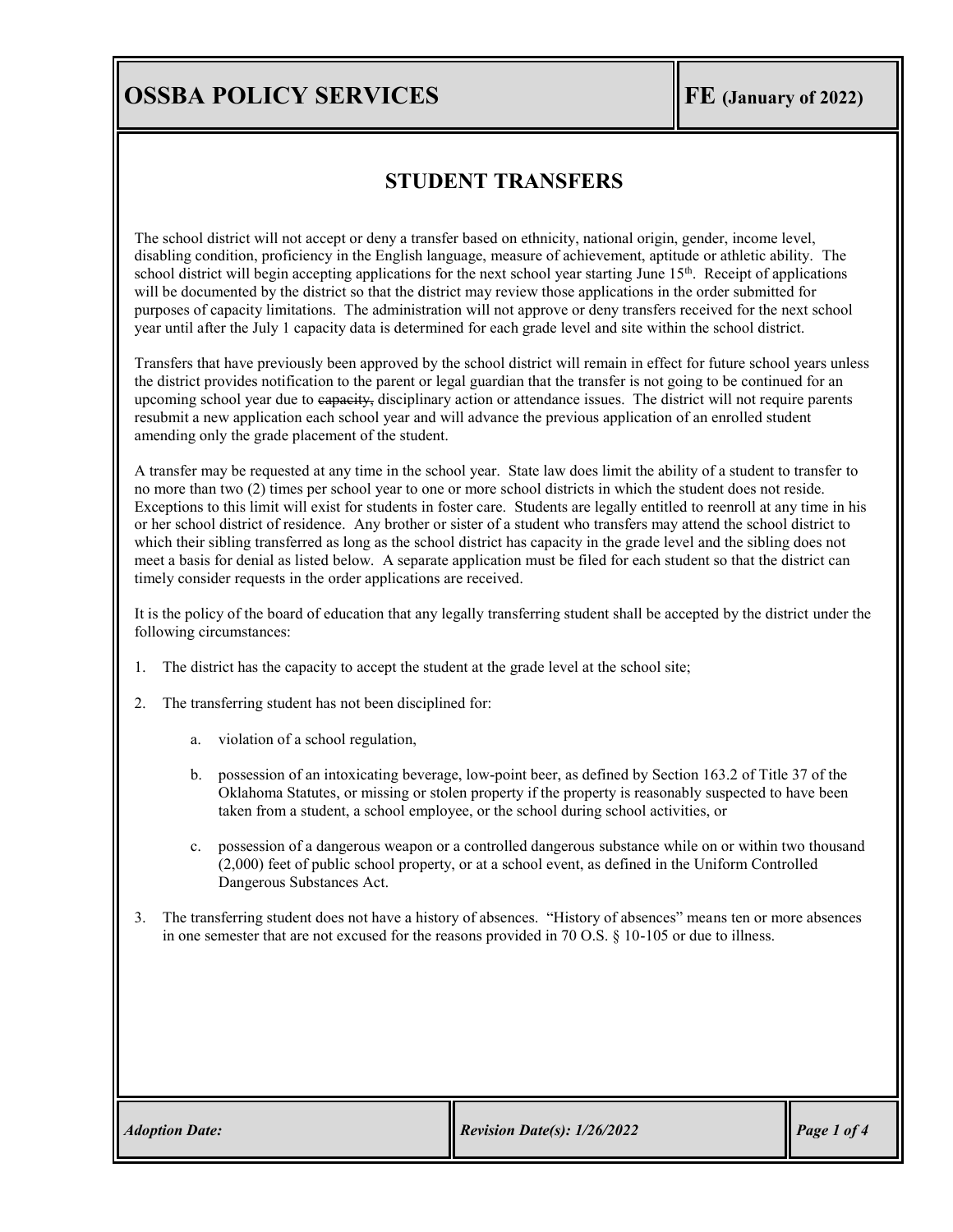# STUDENT TRANSFERS

The school district will not accept or deny a transfer based on ethnicity, national origin, gender, income level, disabling condition, proficiency in the English language, measure of achievement, aptitude or athletic ability. The school district will begin accepting applications for the next school year starting June 15th. Receipt of applications will be documented by the district so that the district may review those applications in the order submitted for purposes of capacity limitations. The administration will not approve or deny transfers received for the next school year until after the July 1 capacity data is determined for each grade level and site within the school district.

Transfers that have previously been approved by the school district will remain in effect for future school years unless the district provides notification to the parent or legal guardian that the transfer is not going to be continued for an upcoming school year due to ~~capacity,~~ disciplinary action or attendance issues. The district will not require parents resubmit a new application each school year and will advance the previous application of an enrolled student amending only the grade placement of the student.

A transfer may be requested at any time in the school year. State law does limit the ability of a student to transfer to no more than two (2) times per school year to one or more school districts in which the student does not reside. Exceptions to this limit will exist for students in foster care. Students are legally entitled to reenroll at any time in his or her school district of residence. Any brother or sister of a student who transfers may attend the school district to which their sibling transferred as long as the school district has capacity in the grade level and the sibling does not meet a basis for denial as listed below. A separate application must be filed for each student so that the district can timely consider requests in the order applications are received.

It is the policy of the board of education that any legally transferring student shall be accepted by the district under the following circumstances:

1. The district has the capacity to accept the student at the grade level at the school site;

2. The transferring student has not been disciplined for:

   a. violation of a school regulation,

   b. possession of an intoxicating beverage, low-point beer, as defined by Section 163.2 of Title 37 of the Oklahoma Statutes, or missing or stolen property if the property is reasonably suspected to have been taken from a student, a school employee, or the school during school activities, or

   c. possession of a dangerous weapon or a controlled dangerous substance while on or within two thousand (2,000) feet of public school property, or at a school event, as defined in the Uniform Controlled Dangerous Substances Act.

3. The transferring student does not have a history of absences. "History of absences" means ten or more absences in one semester that are not excused for the reasons provided in 70 O.S. § 10-105 or due to illness.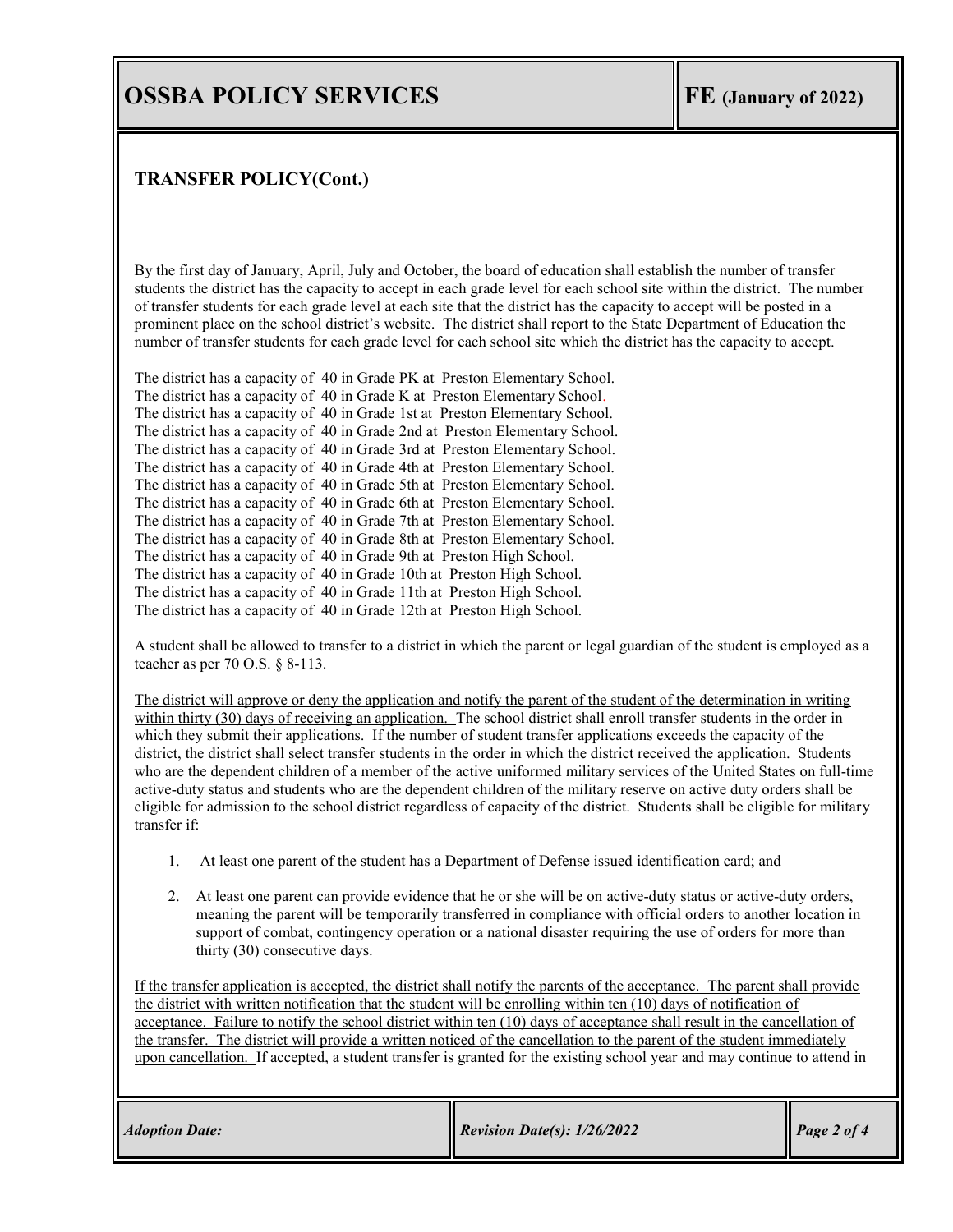## TRANSFER POLICY(Cont.)

By the first day of January, April, July and October, the board of education shall establish the number of transfer students the district has the capacity to accept in each grade level for each school site within the district. The number of transfer students for each grade level at each site that the district has the capacity to accept will be posted in a prominent place on the school district's website. The district shall report to the State Department of Education the number of transfer students for each grade level for each school site which the district has the capacity to accept.

The district has a capacity of 40 in Grade PK at Preston Elementary School.
The district has a capacity of 40 in Grade K at Preston Elementary School.
The district has a capacity of 40 in Grade 1st at Preston Elementary School.
The district has a capacity of 40 in Grade 2nd at Preston Elementary School.
The district has a capacity of 40 in Grade 3rd at Preston Elementary School.
The district has a capacity of 40 in Grade 4th at Preston Elementary School.
The district has a capacity of 40 in Grade 5th at Preston Elementary School.
The district has a capacity of 40 in Grade 6th at Preston Elementary School.
The district has a capacity of 40 in Grade 7th at Preston Elementary School.
The district has a capacity of 40 in Grade 8th at Preston Elementary School.
The district has a capacity of 40 in Grade 9th at Preston High School.
The district has a capacity of 40 in Grade 10th at Preston High School.
The district has a capacity of 40 in Grade 11th at Preston High School.
The district has a capacity of 40 in Grade 12th at Preston High School.

A student shall be allowed to transfer to a district in which the parent or legal guardian of the student is employed as a teacher as per 70 O.S. § 8-113.

<u>The district will approve or deny the application and notify the parent of the student of the determination in writing within thirty (30) days of receiving an application.</u> The school district shall enroll transfer students in the order in which they submit their applications. If the number of student transfer applications exceeds the capacity of the district, the district shall select transfer students in the order in which the district received the application. Students who are the dependent children of a member of the active uniformed military services of the United States on full-time active-duty status and students who are the dependent children of the military reserve on active duty orders shall be eligible for admission to the school district regardless of capacity of the district. Students shall be eligible for military transfer if:

1. At least one parent of the student has a Department of Defense issued identification card; and
2. At least one parent can provide evidence that he or she will be on active-duty status or active-duty orders, meaning the parent will be temporarily transferred in compliance with official orders to another location in support of combat, contingency operation or a national disaster requiring the use of orders for more than thirty (30) consecutive days.

<u>If the transfer application is accepted, the district shall notify the parents of the acceptance. The parent shall provide the district with written notification that the student will be enrolling within ten (10) days of notification of acceptance. Failure to notify the school district within ten (10) days of acceptance shall result in the cancellation of the transfer. The district will provide a written noticed of the cancellation to the parent of the student immediately upon cancellation.</u> If accepted, a student transfer is granted for the existing school year and may continue to attend in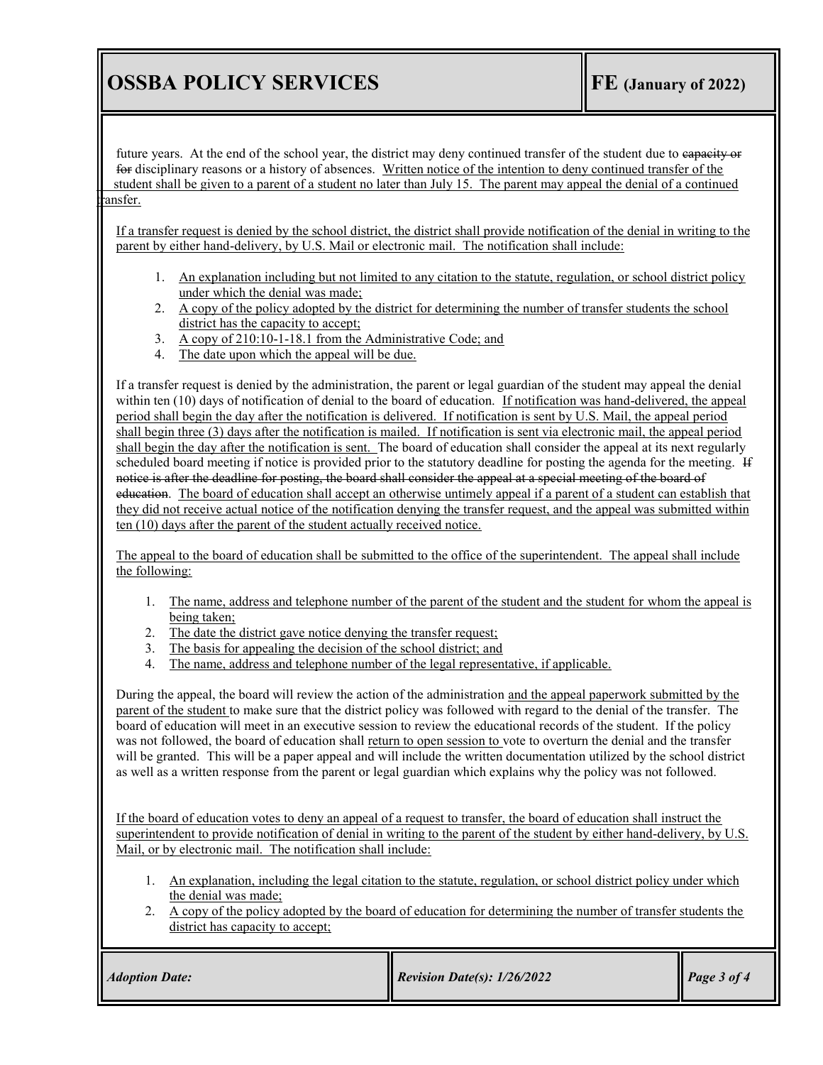future years. At the end of the school year, the district may deny continued transfer of the student due to ~~capacity or for~~ disciplinary reasons or a history of absences. <u>Written notice of the intention to deny continued transfer of the student shall be given to a parent of a student no later than July 15. The parent may appeal the denial of a continued transfer.</u>

<u>If a transfer request is denied by the school district, the district shall provide notification of the denial in writing to the parent by either hand-delivery, by U.S. Mail or electronic mail. The notification shall include:</u>

1. <u>An explanation including but not limited to any citation to the statute, regulation, or school district policy under which the denial was made;</u>
2. <u>A copy of the policy adopted by the district for determining the number of transfer students the school district has the capacity to accept;</u>
3. <u>A copy of 210:10-1-18.1 from the Administrative Code; and</u>
4. <u>The date upon which the appeal will be due.</u>

If a transfer request is denied by the administration, the parent or legal guardian of the student may appeal the denial within ten (10) days of notification of denial to the board of education. <u>If notification was hand-delivered, the appeal period shall begin the day after the notification is delivered. If notification is sent by U.S. Mail, the appeal period shall begin three (3) days after the notification is mailed. If notification is sent via electronic mail, the appeal period shall begin the day after the notification is sent.</u> The board of education shall consider the appeal at its next regularly scheduled board meeting if notice is provided prior to the statutory deadline for posting the agenda for the meeting. ~~If notice is after the deadline for posting, the board shall consider the appeal at a special meeting of the board of education~~. <u>The board of education shall accept an otherwise untimely appeal if a parent of a student can establish that they did not receive actual notice of the notification denying the transfer request, and the appeal was submitted within ten (10) days after the parent of the student actually received notice.</u>

<u>The appeal to the board of education shall be submitted to the office of the superintendent. The appeal shall include the following:</u>

1. <u>The name, address and telephone number of the parent of the student and the student for whom the appeal is being taken;</u>
2. <u>The date the district gave notice denying the transfer request;</u>
3. <u>The basis for appealing the decision of the school district; and</u>
4. <u>The name, address and telephone number of the legal representative, if applicable.</u>

During the appeal, the board will review the action of the administration <u>and the appeal paperwork submitted by the parent of the student</u> to make sure that the district policy was followed with regard to the denial of the transfer. The board of education will meet in an executive session to review the educational records of the student. If the policy was not followed, the board of education shall <u>return to open session to</u> vote to overturn the denial and the transfer will be granted. This will be a paper appeal and will include the written documentation utilized by the school district as well as a written response from the parent or legal guardian which explains why the policy was not followed.

<u>If the board of education votes to deny an appeal of a request to transfer, the board of education shall instruct the superintendent to provide notification of denial in writing to the parent of the student by either hand-delivery, by U.S. Mail, or by electronic mail. The notification shall include:</u>

1. <u>An explanation, including the legal citation to the statute, regulation, or school district policy under which the denial was made;</u>
2. <u>A copy of the policy adopted by the board of education for determining the number of transfer students the district has capacity to accept;</u>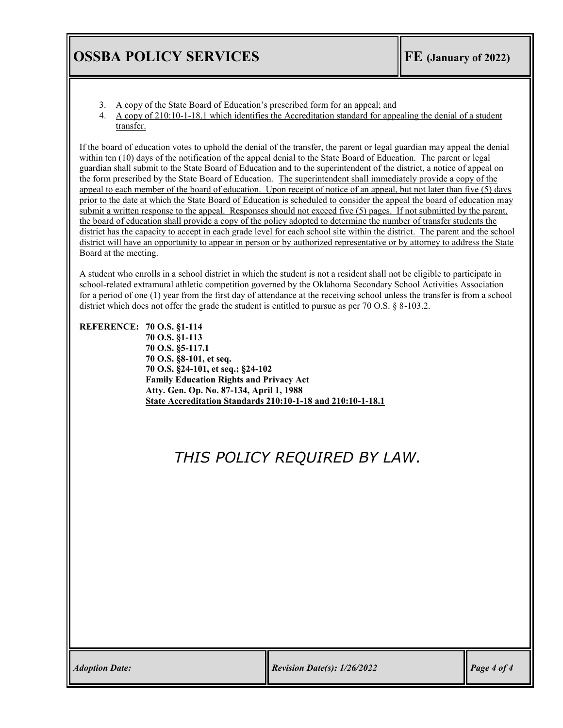3. A copy of the State Board of Education's prescribed form for an appeal; and
4. A copy of 210:10-1-18.1 which identifies the Accreditation standard for appealing the denial of a student transfer.

If the board of education votes to uphold the denial of the transfer, the parent or legal guardian may appeal the denial within ten (10) days of the notification of the appeal denial to the State Board of Education. The parent or legal guardian shall submit to the State Board of Education and to the superintendent of the district, a notice of appeal on the form prescribed by the State Board of Education. The superintendent shall immediately provide a copy of the appeal to each member of the board of education. Upon receipt of notice of an appeal, but not later than five (5) days prior to the date at which the State Board of Education is scheduled to consider the appeal the board of education may submit a written response to the appeal. Responses should not exceed five (5) pages. If not submitted by the parent, the board of education shall provide a copy of the policy adopted to determine the number of transfer students the district has the capacity to accept in each grade level for each school site within the district. The parent and the school district will have an opportunity to appear in person or by authorized representative or by attorney to address the State Board at the meeting.

A student who enrolls in a school district in which the student is not a resident shall not be eligible to participate in school-related extramural athletic competition governed by the Oklahoma Secondary School Activities Association for a period of one (1) year from the first day of attendance at the receiving school unless the transfer is from a school district which does not offer the grade the student is entitled to pursue as per 70 O.S. § 8-103.2.

**REFERENCE: 70 O.S. §1-114**
**70 O.S. §1-113**
**70 O.S. §5-117.1**
**70 O.S. §8-101, et seq.**
**70 O.S. §24-101, et seq.; §24-102**
**Family Education Rights and Privacy Act**
**Atty. Gen. Op. No. 87-134, April 1, 1988**
**State Accreditation Standards 210:10-1-18 and 210:10-1-18.1**

*THIS POLICY REQUIRED BY LAW.*

*Adoption Date:* | *Revision Date(s): 1/26/2022*